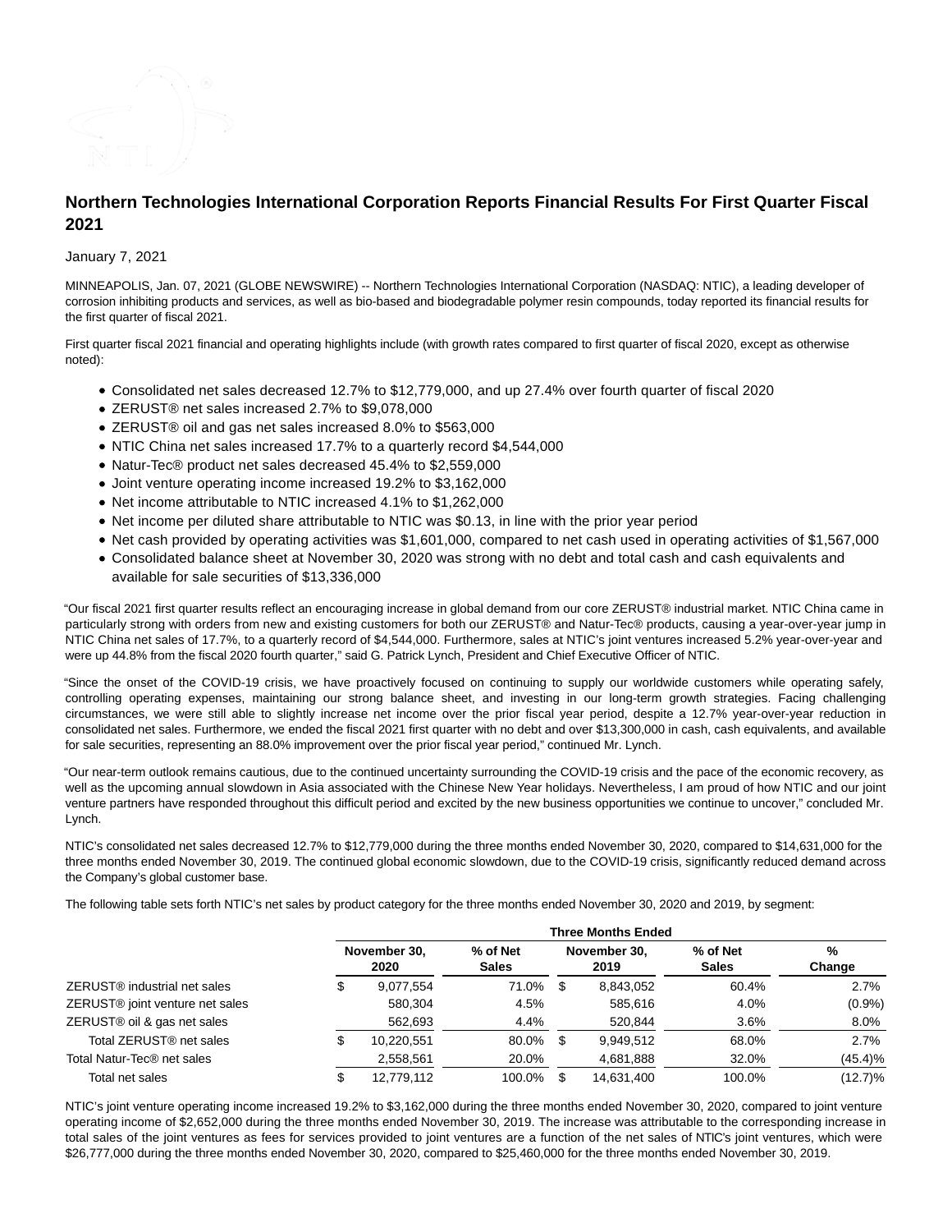# Northern Technologies International Corporation Reports Financial Results For First Quarter Fiscal 2021

January 7, 2021

MINNEAPOLIS, Jan. 07, 2021 (GLOBE NEWSWIRE) -- Northern Technologies International Corporation (NASDAQ: NTIC), a leading developer of corrosion inhibiting products and services, as well as bio-based and biodegradable polymer resin compounds, today reported its financial results for the first quarter of fiscal 2021.

First quarter fiscal 2021 financial and operating highlights include (with growth rates compared to first quarter of fiscal 2020, except as otherwise noted):

- Consolidated net sales decreased 12.7% to $12,779,000, and up 27.4% over fourth quarter of fiscal 2020
- ZERUST® net sales increased 2.7% to $9,078,000
- ZERUST® oil and gas net sales increased 8.0% to $563,000
- NTIC China net sales increased 17.7% to a quarterly record $4,544,000
- Natur-Tec® product net sales decreased 45.4% to $2,559,000
- Joint venture operating income increased 19.2% to $3,162,000
- Net income attributable to NTIC increased 4.1% to $1,262,000
- Net income per diluted share attributable to NTIC was $0.13, in line with the prior year period
- Net cash provided by operating activities was $1,601,000, compared to net cash used in operating activities of $1,567,000
- Consolidated balance sheet at November 30, 2020 was strong with no debt and total cash and cash equivalents and available for sale securities of $13,336,000

"Our fiscal 2021 first quarter results reflect an encouraging increase in global demand from our core ZERUST® industrial market. NTIC China came in particularly strong with orders from new and existing customers for both our ZERUST® and Natur-Tec® products, causing a year-over-year jump in NTIC China net sales of 17.7%, to a quarterly record of $4,544,000. Furthermore, sales at NTIC's joint ventures increased 5.2% year-over-year and were up 44.8% from the fiscal 2020 fourth quarter," said G. Patrick Lynch, President and Chief Executive Officer of NTIC.

"Since the onset of the COVID-19 crisis, we have proactively focused on continuing to supply our worldwide customers while operating safely, controlling operating expenses, maintaining our strong balance sheet, and investing in our long-term growth strategies. Facing challenging circumstances, we were still able to slightly increase net income over the prior fiscal year period, despite a 12.7% year-over-year reduction in consolidated net sales. Furthermore, we ended the fiscal 2021 first quarter with no debt and over $13,300,000 in cash, cash equivalents, and available for sale securities, representing an 88.0% improvement over the prior fiscal year period," continued Mr. Lynch.

"Our near-term outlook remains cautious, due to the continued uncertainty surrounding the COVID-19 crisis and the pace of the economic recovery, as well as the upcoming annual slowdown in Asia associated with the Chinese New Year holidays. Nevertheless, I am proud of how NTIC and our joint venture partners have responded throughout this difficult period and excited by the new business opportunities we continue to uncover," concluded Mr. Lynch.

NTIC's consolidated net sales decreased 12.7% to $12,779,000 during the three months ended November 30, 2020, compared to $14,631,000 for the three months ended November 30, 2019. The continued global economic slowdown, due to the COVID-19 crisis, significantly reduced demand across the Company's global customer base.

The following table sets forth NTIC's net sales by product category for the three months ended November 30, 2020 and 2019, by segment:

| | Three Months Ended | | | | |
|---|---|---|---|---|---|
| | November 30, 2020 | % of Net Sales | November 30, 2019 | % of Net Sales | % Change |
| ZERUST® industrial net sales | $ 9,077,554 | 71.0% | $ 8,843,052 | 60.4% | 2.7% |
| ZERUST® joint venture net sales | 580,304 | 4.5% | 585,616 | 4.0% | (0.9%) |
| ZERUST® oil & gas net sales | 562,693 | 4.4% | 520,844 | 3.6% | 8.0% |
| Total ZERUST® net sales | $ 10,220,551 | 80.0% | $ 9,949,512 | 68.0% | 2.7% |
| Total Natur-Tec® net sales | 2,558,561 | 20.0% | 4,681,888 | 32.0% | (45.4)% |
| Total net sales | $ 12,779,112 | 100.0% | $ 14,631,400 | 100.0% | (12.7)% |

NTIC's joint venture operating income increased 19.2% to $3,162,000 during the three months ended November 30, 2020, compared to joint venture operating income of $2,652,000 during the three months ended November 30, 2019. The increase was attributable to the corresponding increase in total sales of the joint ventures as fees for services provided to joint ventures are a function of the net sales of NTIC's joint ventures, which were $26,777,000 during the three months ended November 30, 2020, compared to $25,460,000 for the three months ended November 30, 2019.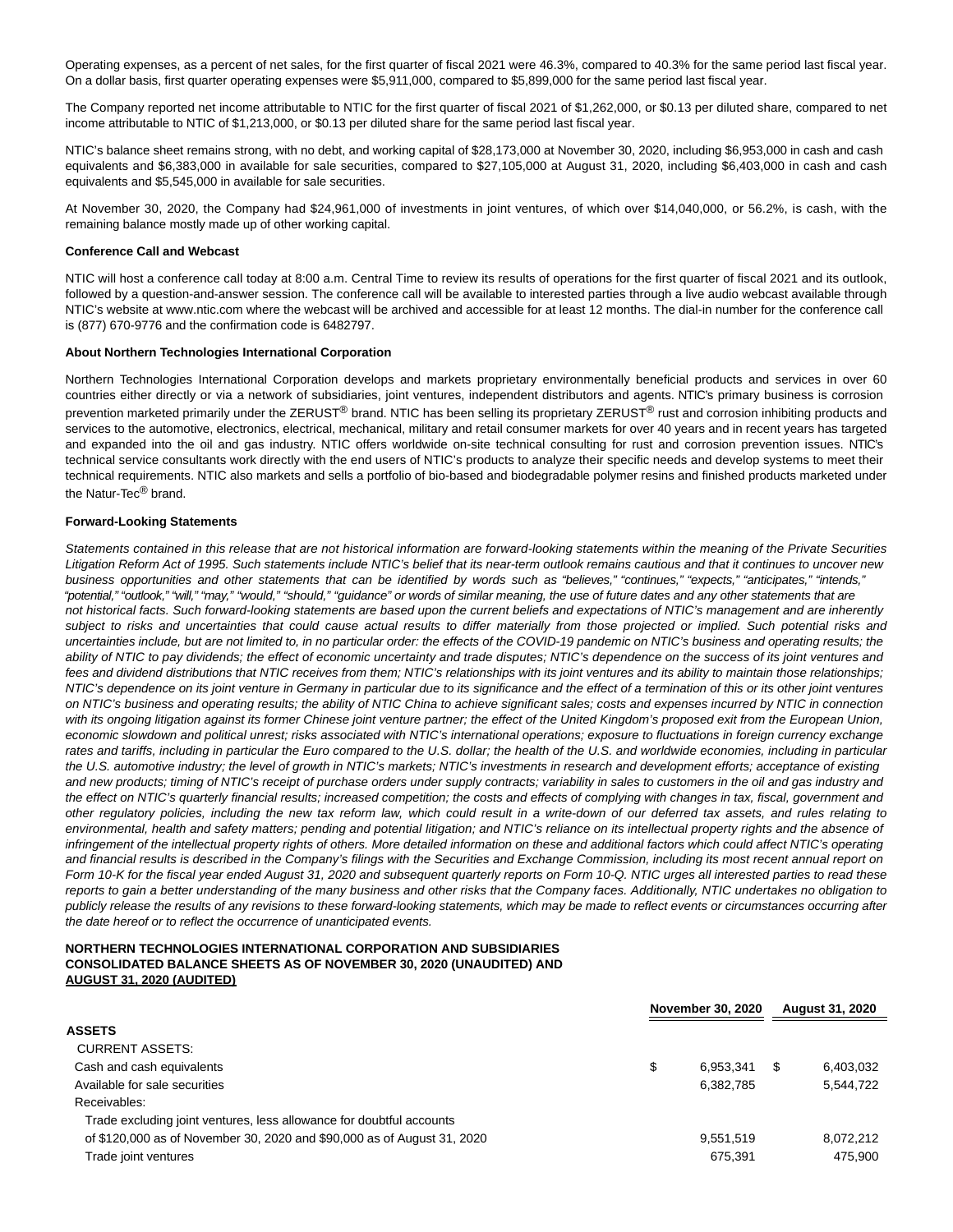Operating expenses, as a percent of net sales, for the first quarter of fiscal 2021 were 46.3%, compared to 40.3% for the same period last fiscal year. On a dollar basis, first quarter operating expenses were $5,911,000, compared to $5,899,000 for the same period last fiscal year.

The Company reported net income attributable to NTIC for the first quarter of fiscal 2021 of $1,262,000, or $0.13 per diluted share, compared to net income attributable to NTIC of $1,213,000, or $0.13 per diluted share for the same period last fiscal year.

NTIC's balance sheet remains strong, with no debt, and working capital of $28,173,000 at November 30, 2020, including $6,953,000 in cash and cash equivalents and $6,383,000 in available for sale securities, compared to $27,105,000 at August 31, 2020, including $6,403,000 in cash and cash equivalents and $5,545,000 in available for sale securities.

At November 30, 2020, the Company had $24,961,000 of investments in joint ventures, of which over $14,040,000, or 56.2%, is cash, with the remaining balance mostly made up of other working capital.

**Conference Call and Webcast**

NTIC will host a conference call today at 8:00 a.m. Central Time to review its results of operations for the first quarter of fiscal 2021 and its outlook, followed by a question-and-answer session. The conference call will be available to interested parties through a live audio webcast available through NTIC's website at www.ntic.com where the webcast will be archived and accessible for at least 12 months. The dial-in number for the conference call is (877) 670-9776 and the confirmation code is 6482797.

**About Northern Technologies International Corporation**

Northern Technologies International Corporation develops and markets proprietary environmentally beneficial products and services in over 60 countries either directly or via a network of subsidiaries, joint ventures, independent distributors and agents. NTIC's primary business is corrosion prevention marketed primarily under the ZERUST® brand. NTIC has been selling its proprietary ZERUST® rust and corrosion inhibiting products and services to the automotive, electronics, electrical, mechanical, military and retail consumer markets for over 40 years and in recent years has targeted and expanded into the oil and gas industry. NTIC offers worldwide on-site technical consulting for rust and corrosion prevention issues. NTIC's technical service consultants work directly with the end users of NTIC's products to analyze their specific needs and develop systems to meet their technical requirements. NTIC also markets and sells a portfolio of bio-based and biodegradable polymer resins and finished products marketed under the Natur-Tec® brand.

**Forward-Looking Statements**

*Statements contained in this release that are not historical information are forward-looking statements within the meaning of the Private Securities Litigation Reform Act of 1995. Such statements include NTIC's belief that its near-term outlook remains cautious and that it continues to uncover new business opportunities and other statements that can be identified by words such as "believes," "continues," "expects," "anticipates," "intends," "potential," "outlook," "will," "may," "would," "should," "guidance" or words of similar meaning, the use of future dates and any other statements that are not historical facts. Such forward-looking statements are based upon the current beliefs and expectations of NTIC's management and are inherently subject to risks and uncertainties that could cause actual results to differ materially from those projected or implied. Such potential risks and uncertainties include, but are not limited to, in no particular order: the effects of the COVID-19 pandemic on NTIC's business and operating results; the ability of NTIC to pay dividends; the effect of economic uncertainty and trade disputes; NTIC's dependence on the success of its joint ventures and fees and dividend distributions that NTIC receives from them; NTIC's relationships with its joint ventures and its ability to maintain those relationships; NTIC's dependence on its joint venture in Germany in particular due to its significance and the effect of a termination of this or its other joint ventures on NTIC's business and operating results; the ability of NTIC China to achieve significant sales; costs and expenses incurred by NTIC in connection with its ongoing litigation against its former Chinese joint venture partner; the effect of the United Kingdom's proposed exit from the European Union, economic slowdown and political unrest; risks associated with NTIC's international operations; exposure to fluctuations in foreign currency exchange rates and tariffs, including in particular the Euro compared to the U.S. dollar; the health of the U.S. and worldwide economies, including in particular the U.S. automotive industry; the level of growth in NTIC's markets; NTIC's investments in research and development efforts; acceptance of existing and new products; timing of NTIC's receipt of purchase orders under supply contracts; variability in sales to customers in the oil and gas industry and the effect on NTIC's quarterly financial results; increased competition; the costs and effects of complying with changes in tax, fiscal, government and other regulatory policies, including the new tax reform law, which could result in a write-down of our deferred tax assets, and rules relating to environmental, health and safety matters; pending and potential litigation; and NTIC's reliance on its intellectual property rights and the absence of infringement of the intellectual property rights of others. More detailed information on these and additional factors which could affect NTIC's operating and financial results is described in the Company's filings with the Securities and Exchange Commission, including its most recent annual report on Form 10-K for the fiscal year ended August 31, 2020 and subsequent quarterly reports on Form 10-Q. NTIC urges all interested parties to read these reports to gain a better understanding of the many business and other risks that the Company faces. Additionally, NTIC undertakes no obligation to publicly release the results of any revisions to these forward-looking statements, which may be made to reflect events or circumstances occurring after the date hereof or to reflect the occurrence of unanticipated events.*

**NORTHERN TECHNOLOGIES INTERNATIONAL CORPORATION AND SUBSIDIARIES**
**CONSOLIDATED BALANCE SHEETS AS OF NOVEMBER 30, 2020 (UNAUDITED) AND AUGUST 31, 2020 (AUDITED)**

| | November 30, 2020 | August 31, 2020 |
|---|---|---|
| **ASSETS** | | |
| CURRENT ASSETS: | | |
| Cash and cash equivalents | $ 6,953,341 | $ 6,403,032 |
| Available for sale securities | 6,382,785 | 5,544,722 |
| Receivables: | | |
| Trade excluding joint ventures, less allowance for doubtful accounts of $120,000 as of November 30, 2020 and $90,000 as of August 31, 2020 | 9,551,519 | 8,072,212 |
| Trade joint ventures | 675,391 | 475,900 |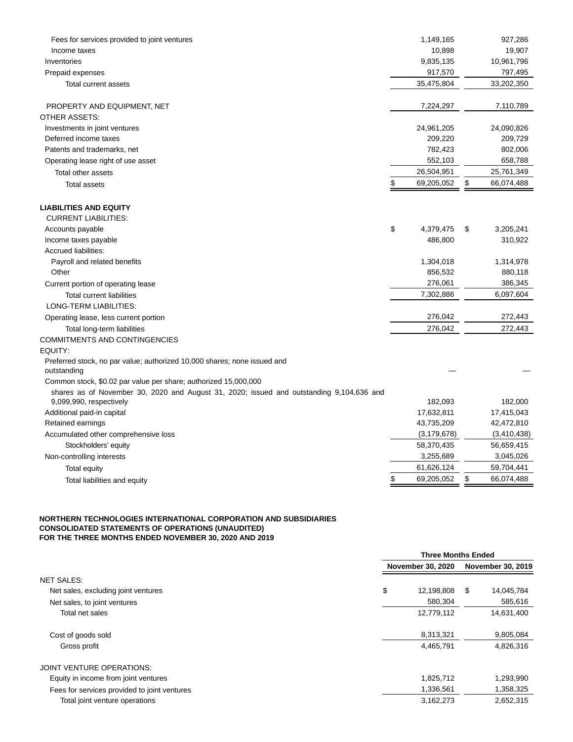| | | |
|---|---|---|
| Fees for services provided to joint ventures | 1,149,165 | 927,286 |
| Income taxes | 10,898 | 19,907 |
| Inventories | 9,835,135 | 10,961,796 |
| Prepaid expenses | 917,570 | 797,495 |
| Total current assets | 35,475,804 | 33,202,350 |
| | | |
| PROPERTY AND EQUIPMENT, NET | 7,224,297 | 7,110,789 |
| OTHER ASSETS: | | |
| Investments in joint ventures | 24,961,205 | 24,090,826 |
| Deferred income taxes | 209,220 | 209,729 |
| Patents and trademarks, net | 782,423 | 802,006 |
| Operating lease right of use asset | 552,103 | 658,788 |
| Total other assets | 26,504,951 | 25,761,349 |
| Total assets | $ 69,205,052 | $ 66,074,488 |
| | | |
| **LIABILITIES AND EQUITY** | | |
| CURRENT LIABILITIES: | | |
| Accounts payable | $ 4,379,475 | $ 3,205,241 |
| Income taxes payable | 486,800 | 310,922 |
| Accrued liabilities: | | |
| Payroll and related benefits | 1,304,018 | 1,314,978 |
| Other | 856,532 | 880,118 |
| Current portion of operating lease | 276,061 | 386,345 |
| Total current liabilities | 7,302,886 | 6,097,604 |
| LONG-TERM LIABILITIES: | | |
| Operating lease, less current portion | 276,042 | 272,443 |
| Total long-term liabilities | 276,042 | 272,443 |
| COMMITMENTS AND CONTINGENCIES | | |
| EQUITY: | | |
| Preferred stock, no par value; authorized 10,000 shares; none issued and outstanding | — | — |
| Common stock, $0.02 par value per share; authorized 15,000,000 shares as of November 30, 2020 and August 31, 2020; issued and outstanding 9,104,636 and 9,099,990, respectively | 182,093 | 182,000 |
| Additional paid-in capital | 17,632,811 | 17,415,043 |
| Retained earnings | 43,735,209 | 42,472,810 |
| Accumulated other comprehensive loss | (3,179,678) | (3,410,438) |
| Stockholders' equity | 58,370,435 | 56,659,415 |
| Non-controlling interests | 3,255,689 | 3,045,026 |
| Total equity | 61,626,124 | 59,704,441 |
| Total liabilities and equity | $ 69,205,052 | $ 66,074,488 |

**NORTHERN TECHNOLOGIES INTERNATIONAL CORPORATION AND SUBSIDIARIES**
**CONSOLIDATED STATEMENTS OF OPERATIONS (UNAUDITED)**
**FOR THE THREE MONTHS ENDED NOVEMBER 30, 2020 AND 2019**

| | Three Months Ended | |
|---|---|---|
| | November 30, 2020 | November 30, 2019 |
| NET SALES: | | |
| Net sales, excluding joint ventures | $ 12,198,808 | $ 14,045,784 |
| Net sales, to joint ventures | 580,304 | 585,616 |
| Total net sales | 12,779,112 | 14,631,400 |
| | | |
| Cost of goods sold | 8,313,321 | 9,805,084 |
| Gross profit | 4,465,791 | 4,826,316 |
| | | |
| JOINT VENTURE OPERATIONS: | | |
| Equity in income from joint ventures | 1,825,712 | 1,293,990 |
| Fees for services provided to joint ventures | 1,336,561 | 1,358,325 |
| Total joint venture operations | 3,162,273 | 2,652,315 |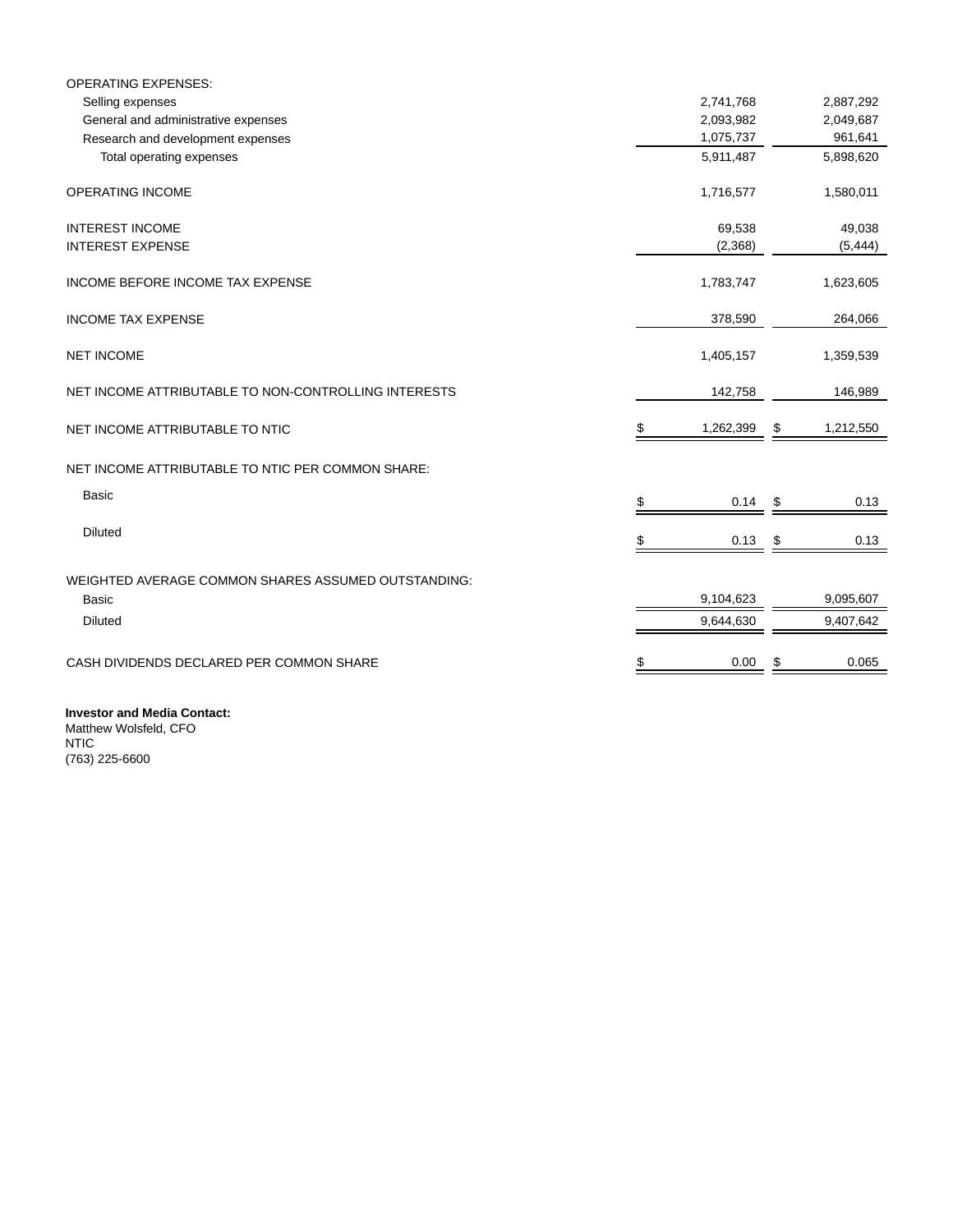| | | |
|---|---|---|
| OPERATING EXPENSES: | | |
| Selling expenses | 2,741,768 | 2,887,292 |
| General and administrative expenses | 2,093,982 | 2,049,687 |
| Research and development expenses | 1,075,737 | 961,641 |
| Total operating expenses | 5,911,487 | 5,898,620 |
| OPERATING INCOME | 1,716,577 | 1,580,011 |
| INTEREST INCOME | 69,538 | 49,038 |
| INTEREST EXPENSE | (2,368) | (5,444) |
| INCOME BEFORE INCOME TAX EXPENSE | 1,783,747 | 1,623,605 |
| INCOME TAX EXPENSE | 378,590 | 264,066 |
| NET INCOME | 1,405,157 | 1,359,539 |
| NET INCOME ATTRIBUTABLE TO NON-CONTROLLING INTERESTS | 142,758 | 146,989 |
| NET INCOME ATTRIBUTABLE TO NTIC | $ 1,262,399 | $ 1,212,550 |
| NET INCOME ATTRIBUTABLE TO NTIC PER COMMON SHARE: | | |
| Basic | $ 0.14 | $ 0.13 |
| Diluted | $ 0.13 | $ 0.13 |
| WEIGHTED AVERAGE COMMON SHARES ASSUMED OUTSTANDING: | | |
| Basic | 9,104,623 | 9,095,607 |
| Diluted | 9,644,630 | 9,407,642 |
| CASH DIVIDENDS DECLARED PER COMMON SHARE | $ 0.00 | $ 0.065 |

**Investor and Media Contact:**
Matthew Wolsfeld, CFO
NTIC
(763) 225-6600